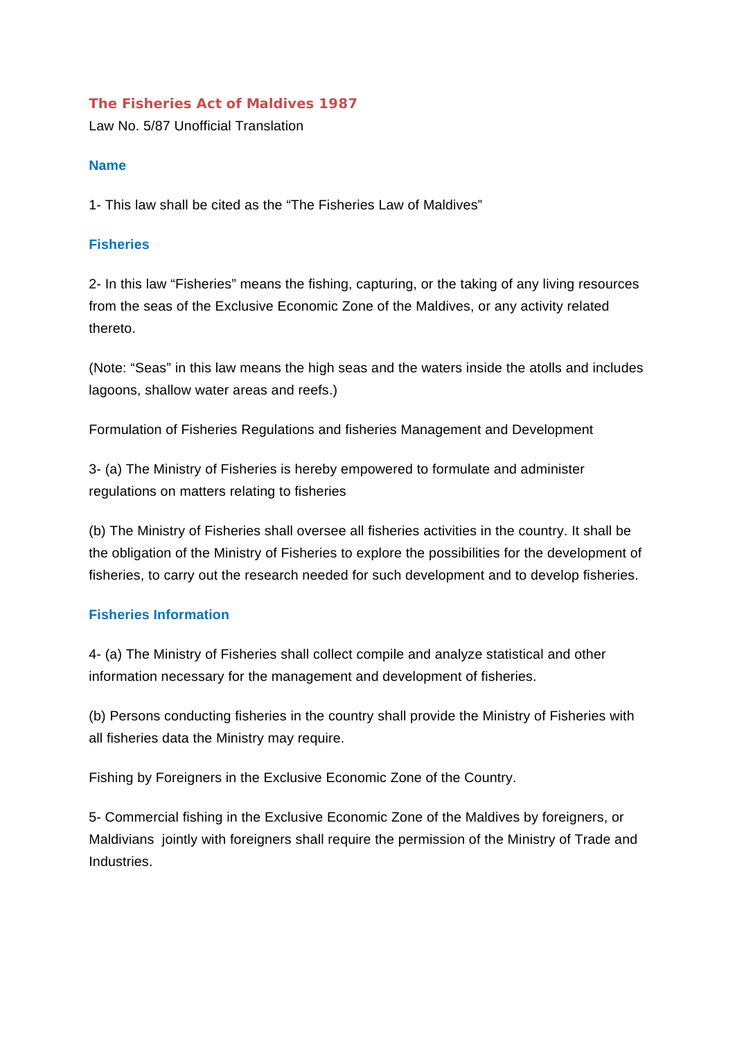# The Fisheries Act of Maldives 1987

Law No. 5/87 Unofficial Translation

### Name

1- This law shall be cited as the "The Fisheries Law of Maldives"

### Fisheries

2- In this law "Fisheries" means the fishing, capturing, or the taking of any living resources from the seas of the Exclusive Economic Zone of the Maldives, or any activity related thereto.

(Note: "Seas" in this law means the high seas and the waters inside the atolls and includes lagoons, shallow water areas and reefs.)

Formulation of Fisheries Regulations and fisheries Management and Development

3- (a) The Ministry of Fisheries is hereby empowered to formulate and administer regulations on matters relating to fisheries

(b) The Ministry of Fisheries shall oversee all fisheries activities in the country. It shall be the obligation of the Ministry of Fisheries to explore the possibilities for the development of fisheries, to carry out the research needed for such development and to develop fisheries.

### Fisheries Information

4- (a) The Ministry of Fisheries shall collect compile and analyze statistical and other information necessary for the management and development of fisheries.

(b) Persons conducting fisheries in the country shall provide the Ministry of Fisheries with all fisheries data the Ministry may require.

Fishing by Foreigners in the Exclusive Economic Zone of the Country.

5- Commercial fishing in the Exclusive Economic Zone of the Maldives by foreigners, or Maldivians jointly with foreigners shall require the permission of the Ministry of Trade and Industries.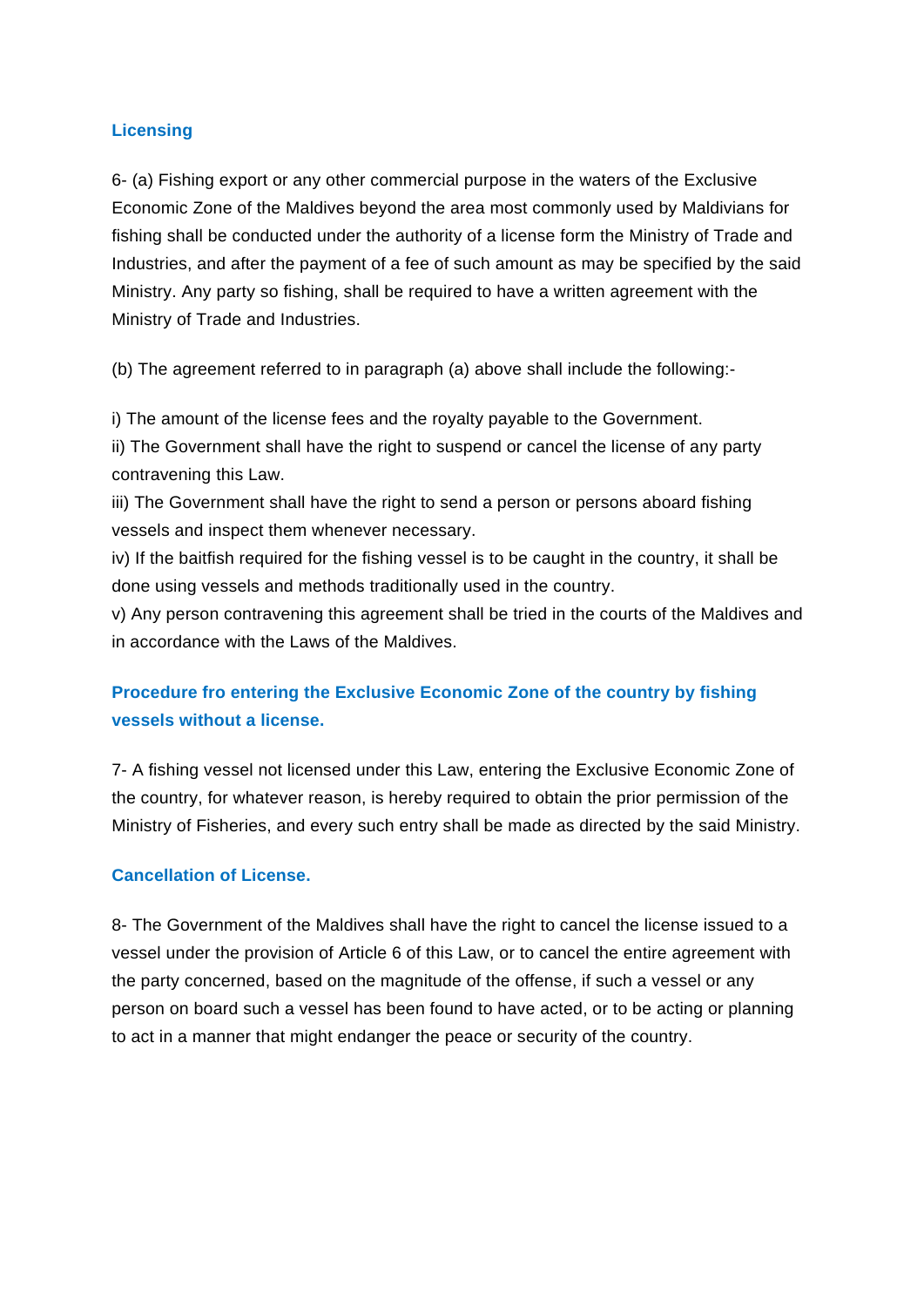### Licensing

6- (a) Fishing export or any other commercial purpose in the waters of the Exclusive Economic Zone of the Maldives beyond the area most commonly used by Maldivians for fishing shall be conducted under the authority of a license form the Ministry of Trade and Industries, and after the payment of a fee of such amount as may be specified by the said Ministry. Any party so fishing, shall be required to have a written agreement with the Ministry of Trade and Industries.

(b) The agreement referred to in paragraph (a) above shall include the following:-

i) The amount of the license fees and the royalty payable to the Government.
ii) The Government shall have the right to suspend or cancel the license of any party contravening this Law.
iii) The Government shall have the right to send a person or persons aboard fishing vessels and inspect them whenever necessary.
iv) If the baitfish required for the fishing vessel is to be caught in the country, it shall be done using vessels and methods traditionally used in the country.
v) Any person contravening this agreement shall be tried in the courts of the Maldives and in accordance with the Laws of the Maldives.

### Procedure fro entering the Exclusive Economic Zone of the country by fishing vessels without a license.

7- A fishing vessel not licensed under this Law, entering the Exclusive Economic Zone of the country, for whatever reason, is hereby required to obtain the prior permission of the Ministry of Fisheries, and every such entry shall be made as directed by the said Ministry.

### Cancellation of License.

8- The Government of the Maldives shall have the right to cancel the license issued to a vessel under the provision of Article 6 of this Law, or to cancel the entire agreement with the party concerned, based on the magnitude of the offense, if such a vessel or any person on board such a vessel has been found to have acted, or to be acting or planning to act in a manner that might endanger the peace or security of the country.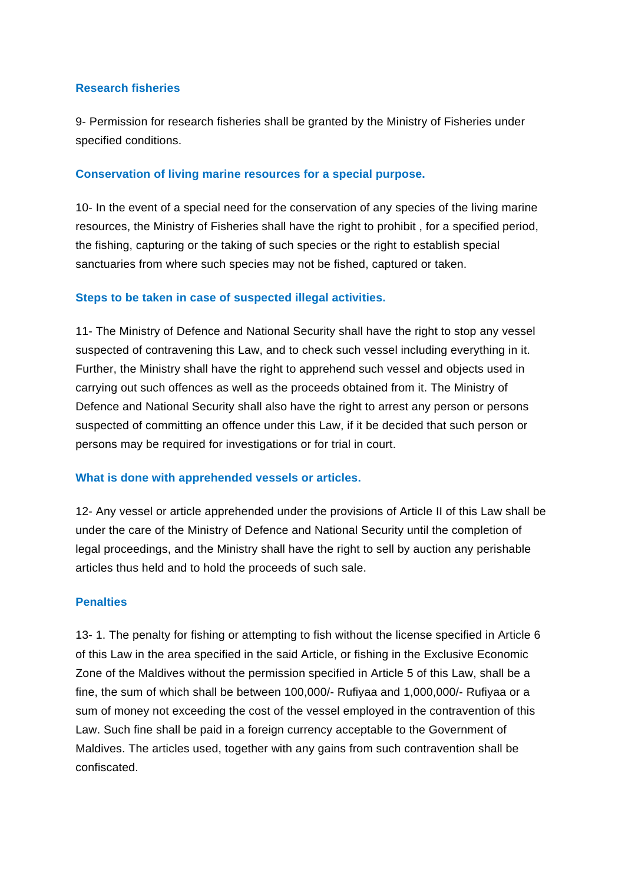### Research fisheries

9- Permission for research fisheries shall be granted by the Ministry of Fisheries under specified conditions.

### Conservation of living marine resources for a special purpose.

10- In the event of a special need for the conservation of any species of the living marine resources, the Ministry of Fisheries shall have the right to prohibit , for a specified period, the fishing, capturing or the taking of such species or the right to establish special sanctuaries from where such species may not be fished, captured or taken.

### Steps to be taken in case of suspected illegal activities.

11- The Ministry of Defence and National Security shall have the right to stop any vessel suspected of contravening this Law, and to check such vessel including everything in it. Further, the Ministry shall have the right to apprehend such vessel and objects used in carrying out such offences as well as the proceeds obtained from it. The Ministry of Defence and National Security shall also have the right to arrest any person or persons suspected of committing an offence under this Law, if it be decided that such person or persons may be required for investigations or for trial in court.

### What is done with apprehended vessels or articles.

12- Any vessel or article apprehended under the provisions of Article II of this Law shall be under the care of the Ministry of Defence and National Security until the completion of legal proceedings, and the Ministry shall have the right to sell by auction any perishable articles thus held and to hold the proceeds of such sale.

### Penalties

13- 1. The penalty for fishing or attempting to fish without the license specified in Article 6 of this Law in the area specified in the said Article, or fishing in the Exclusive Economic Zone of the Maldives without the permission specified in Article 5 of this Law, shall be a fine, the sum of which shall be between 100,000/- Rufiyaa and 1,000,000/- Rufiyaa or a sum of money not exceeding the cost of the vessel employed in the contravention of this Law. Such fine shall be paid in a foreign currency acceptable to the Government of Maldives. The articles used, together with any gains from such contravention shall be confiscated.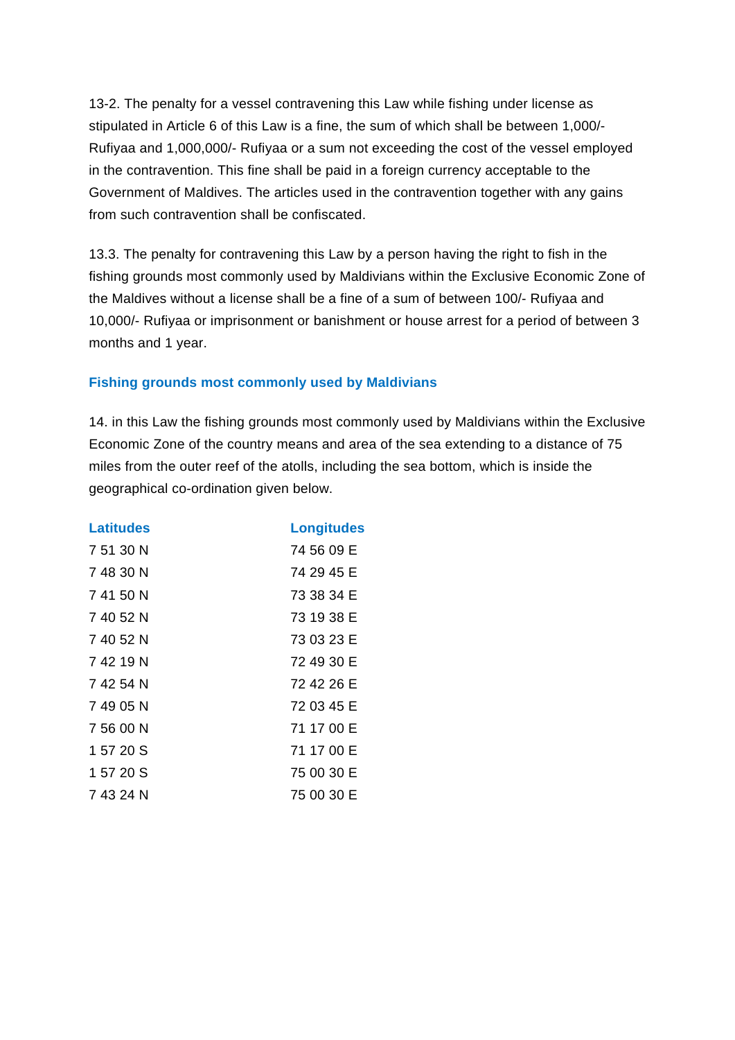13-2. The penalty for a vessel contravening this Law while fishing under license as stipulated in Article 6 of this Law is a fine, the sum of which shall be between 1,000/- Rufiyaa and 1,000,000/- Rufiyaa or a sum not exceeding the cost of the vessel employed in the contravention. This fine shall be paid in a foreign currency acceptable to the Government of Maldives. The articles used in the contravention together with any gains from such contravention shall be confiscated.

13.3. The penalty for contravening this Law by a person having the right to fish in the fishing grounds most commonly used by Maldivians within the Exclusive Economic Zone of the Maldives without a license shall be a fine of a sum of between 100/- Rufiyaa and 10,000/- Rufiyaa or imprisonment or banishment or house arrest for a period of between 3 months and 1 year.

### Fishing grounds most commonly used by Maldivians

14. in this Law the fishing grounds most commonly used by Maldivians within the Exclusive Economic Zone of the country means and area of the sea extending to a distance of 75 miles from the outer reef of the atolls, including the sea bottom, which is inside the geographical co-ordination given below.

| Latitudes | Longitudes |
|---|---|
| 7 51 30 N | 74 56 09 E |
| 7 48 30 N | 74 29 45 E |
| 7 41 50 N | 73 38 34 E |
| 7 40 52 N | 73 19 38 E |
| 7 40 52 N | 73 03 23 E |
| 7 42 19 N | 72 49 30 E |
| 7 42 54 N | 72 42 26 E |
| 7 49 05 N | 72 03 45 E |
| 7 56 00 N | 71 17 00 E |
| 1 57 20 S | 71 17 00 E |
| 1 57 20 S | 75 00 30 E |
| 7 43 24 N | 75 00 30 E |